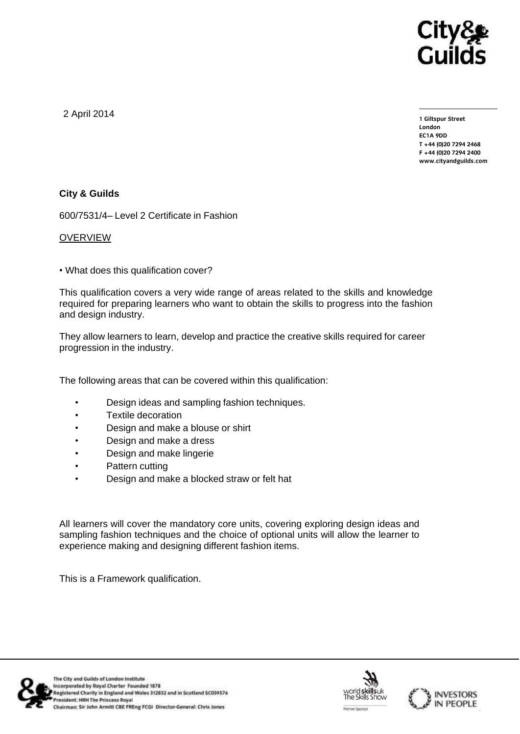2 April 2014

1 Giltspur Street
London
EC1A 9DD
T +44 (0)20 7294 2468
F +44 (0)20 7294 2400
www.cityandguilds.com

**City & Guilds**

600/7531/4– Level 2 Certificate in Fashion

OVERVIEW

• What does this qualification cover?

This qualification covers a very wide range of areas related to the skills and knowledge required for preparing learners who want to obtain the skills to progress into the fashion and design industry.

They allow learners to learn, develop and practice the creative skills required for career progression in the industry.

The following areas that can be covered within this qualification:

- Design ideas and sampling fashion techniques.
- Textile decoration
- Design and make a blouse or shirt
- Design and make a dress
- Design and make lingerie
- Pattern cutting
- Design and make a blocked straw or felt hat

All learners will cover the mandatory core units, covering exploring design ideas and sampling fashion techniques and the choice of optional units will allow the learner to experience making and designing different fashion items.

This is a Framework qualification.

The City and Guilds of London Institute
Incorporated by Royal Charter Founded 1878
Registered Charity in England and Wales 312832 and in Scotland SC039576
President: HRH The Princess Royal
Chairman: Sir John Armitt CBE FREng FCGI Director-General: Chris Jones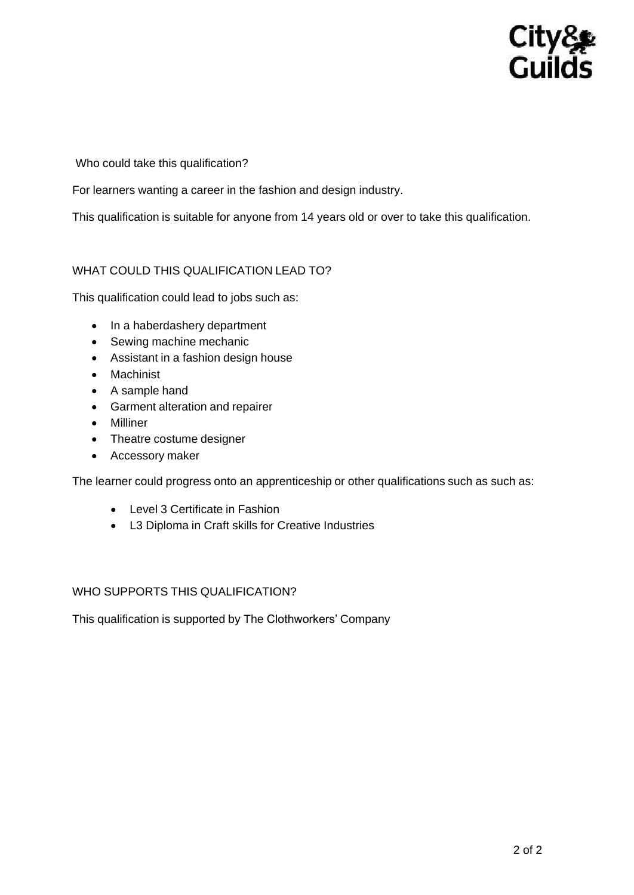## Who could take this qualification?

For learners wanting a career in the fashion and design industry.

This qualification is suitable for anyone from 14 years old or over to take this qualification.

## WHAT COULD THIS QUALIFICATION LEAD TO?

This qualification could lead to jobs such as:

- In a haberdashery department
- Sewing machine mechanic
- Assistant in a fashion design house
- Machinist
- A sample hand
- Garment alteration and repairer
- Milliner
- Theatre costume designer
- Accessory maker

The learner could progress onto an apprenticeship or other qualifications such as such as:

- Level 3 Certificate in Fashion
- L3 Diploma in Craft skills for Creative Industries

## WHO SUPPORTS THIS QUALIFICATION?

This qualification is supported by The Clothworkers' Company